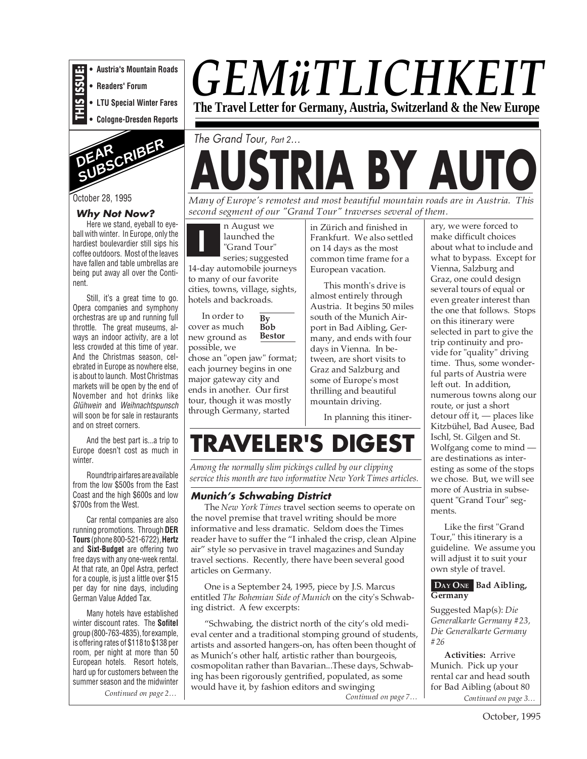**THIS ISSUE:**
- Austria's Mountain Roads
- Readers' Forum
- LTU Special Winter Fares
- Cologne-Dresden Reports

# *GEMüTLICHKEIT*

**The Travel Letter for Germany, Austria, Switzerland & the New Europe**

**DEAR SUBSCRIBER**

October 28, 1995

### *Why Not Now?*

Here we stand, eyeball to eyeball with winter. In Europe, only the hardiest boulevardier still sips his coffee outdoors. Most of the leaves have fallen and table umbrellas are being put away all over the Continent.

Still, it's a great time to go. Opera companies and symphony orchestras are up and running full throttle. The great museums, always an indoor activity, are a lot less crowded at this time of year. And the Christmas season, celebrated in Europe as nowhere else, is about to launch. Most Christmas markets will be open by the end of November and hot drinks like *Glühwein* and *Weihnachtspunsch* will soon be for sale in restaurants and on street corners.

And the best part is...a trip to Europe doesn't cost as much in winter.

Roundtrip airfares are available from the low $500s from the East Coast and the high $600s and low $700s from the West.

Car rental companies are also running promotions. Through **DER Tours** (phone 800-521-6722), **Hertz** and **Sixt-Budget** are offering two free days with any one-week rental. At that rate, an Opel Astra, perfect for a couple, is just a little over $15 per day for nine days, including German Value Added Tax.

Many hotels have established winter discount rates. The **Sofitel** group (800-763-4835), for example, is offering rates of $118 to $138 per room, per night at more than 50 European hotels. Resort hotels, hard up for customers between the summer season and the midwinter

*Continued on page 2…*

*The Grand Tour, Part 2…*

# AUSTRIA BY AUTO

*Many of Europe's remotest and most beautiful mountain roads are in Austria. This second segment of our "Grand Tour" traverses several of them.*

**By Bob Bestor**

In August we launched the "Grand Tour" series; suggested 14-day automobile journeys to many of our favorite cities, towns, village, sights, hotels and backroads.

In order to cover as much new ground as possible, we chose an "open jaw" format; each journey begins in one major gateway city and ends in another. Our first tour, though it was mostly through Germany, started in Zürich and finished in Frankfurt. We also settled on 14 days as the most common time frame for a European vacation.

This month's drive is almost entirely through Austria. It begins 50 miles south of the Munich Airport in Bad Aibling, Germany, and ends with four days in Vienna. In between, are short visits to Graz and Salzburg and some of Europe's most thrilling and beautiful mountain driving.

In planning this itinerary, we were forced to make difficult choices about what to include and what to bypass. Except for Vienna, Salzburg and Graz, one could design several tours of equal or even greater interest than the one that follows. Stops on this itinerary were selected in part to give the trip continuity and provide for "quality" driving time. Thus, some wonderful parts of Austria were left out. In addition, numerous towns along our route, or just a short detour off it, — places like Kitzbühel, Bad Ausee, Bad Ischl, St. Gilgen and St. Wolfgang come to mind — are destinations as interesting as some of the stops we chose. But, we will see more of Austria in subsequent "Grand Tour" segments.

Like the first "Grand Tour," this itinerary is a guideline. We assume you will adjust it to suit your own style of travel.

**DAY ONE Bad Aibling, Germany**

Suggested Map(s): *Die Generalkarte Germany #23, Die Generalkarte Germany #26*

**Activities:** Arrive Munich. Pick up your rental car and head south for Bad Aibling (about 80

*Continued on page 3…*

# TRAVELER'S DIGEST

*Among the normally slim pickings culled by our clipping service this month are two informative New York Times articles.*

### *Munich's Schwabing District*

The *New York Times* travel section seems to operate on the novel premise that travel writing should be more informative and less dramatic. Seldom does the Times reader have to suffer the "I inhaled the crisp, clean Alpine air" style so pervasive in travel magazines and Sunday travel sections. Recently, there have been several good articles on Germany.

One is a September 24, 1995, piece by J.S. Marcus entitled *The Bohemian Side of Munich* on the city's Schwabing district. A few excerpts:

"Schwabing, the district north of the city's old medieval center and a traditional stomping ground of students, artists and assorted hangers-on, has often been thought of as Munich's other half, artistic rather than bourgeois, cosmopolitan rather than Bavarian...These days, Schwabing has been rigorously gentrified, populated, as some would have it, by fashion editors and swinging

*Continued on page 7…*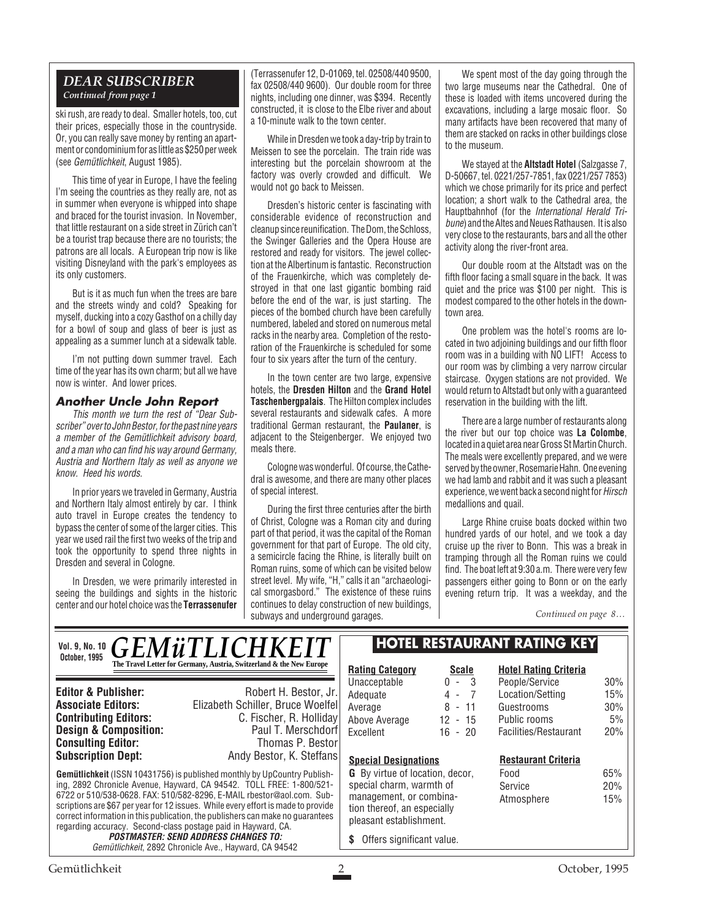## *DEAR SUBSCRIBER*

*Continued from page 1*

ski rush, are ready to deal. Smaller hotels, too, cut their prices, especially those in the countryside. Or, you can really save money by renting an apartment or condominium for as little as $250 per week (see *Gemütlichkeit*, August 1985).

This time of year in Europe, I have the feeling I'm seeing the countries as they really are, not as in summer when everyone is whipped into shape and braced for the tourist invasion. In November, that little restaurant on a side street in Zürich can't be a tourist trap because there are no tourists; the patrons are all locals. A European trip now is like visiting Disneyland with the park's employees as its only customers.

But is it as much fun when the trees are bare and the streets windy and cold? Speaking for myself, ducking into a cozy Gasthof on a chilly day for a bowl of soup and glass of beer is just as appealing as a summer lunch at a sidewalk table.

I'm not putting down summer travel. Each time of the year has its own charm; but all we have now is winter. And lower prices.

### Another Uncle John Report

*This month we turn the rest of "Dear Subscriber" over to John Bestor, for the past nine years a member of the Gemütlichkeit advisory board, and a man who can find his way around Germany, Austria and Northern Italy as well as anyone we know. Heed his words.*

In prior years we traveled in Germany, Austria and Northern Italy almost entirely by car. I think auto travel in Europe creates the tendency to bypass the center of some of the larger cities. This year we used rail the first two weeks of the trip and took the opportunity to spend three nights in Dresden and several in Cologne.

In Dresden, we were primarily interested in seeing the buildings and sights in the historic center and our hotel choice was the **Terrassenufer** (Terrassenufer 12, D-01069, tel. 02508/440 9500, fax 02508/440 9600). Our double room for three nights, including one dinner, was $394. Recently constructed, it is close to the Elbe river and about a 10-minute walk to the town center.

While in Dresden we took a day-trip by train to Meissen to see the porcelain. The train ride was interesting but the porcelain showroom at the factory was overly crowded and difficult. We would not go back to Meissen.

Dresden's historic center is fascinating with considerable evidence of reconstruction and cleanup since reunification. The Dom, the Schloss, the Swinger Galleries and the Opera House are restored and ready for visitors. The jewel collection at the Albertinum is fantastic. Reconstruction of the Frauenkirche, which was completely destroyed in that one last gigantic bombing raid before the end of the war, is just starting. The pieces of the bombed church have been carefully numbered, labeled and stored on numerous metal racks in the nearby area. Completion of the restoration of the Frauenkirche is scheduled for some four to six years after the turn of the century.

In the town center are two large, expensive hotels, the **Dresden Hilton** and the **Grand Hotel Taschenbergpalais**. The Hilton complex includes several restaurants and sidewalk cafes. A more traditional German restaurant, the **Paulaner**, is adjacent to the Steigenberger. We enjoyed two meals there.

Cologne was wonderful. Of course, the Cathedral is awesome, and there are many other places of special interest.

During the first three centuries after the birth of Christ, Cologne was a Roman city and during part of that period, it was the capital of the Roman government for that part of Europe. The old city, a semicircle facing the Rhine, is literally built on Roman ruins, some of which can be visited below street level. My wife, "H," calls it an "archaeological smorgasbord." The existence of these ruins continues to delay construction of new buildings, subways and underground garages.

We spent most of the day going through the two large museums near the Cathedral. One of these is loaded with items uncovered during the excavations, including a large mosaic floor. So many artifacts have been recovered that many of them are stacked on racks in other buildings close to the museum.

We stayed at the **Altstadt Hotel** (Salzgasse 7, D-50667, tel. 0221/257-7851, fax 0221/257 7853) which we chose primarily for its price and perfect location; a short walk to the Cathedral area, the Hauptbahnhof (for the *International Herald Tribune*) and the Altes and Neues Rathausen. It is also very close to the restaurants, bars and all the other activity along the river-front area.

Our double room at the Altstadt was on the fifth floor facing a small square in the back. It was quiet and the price was $100 per night. This is modest compared to the other hotels in the downtown area.

One problem was the hotel's rooms are located in two adjoining buildings and our fifth floor room was in a building with NO LIFT! Access to our room was by climbing a very narrow circular staircase. Oxygen stations are not provided. We would return to Altstadt but only with a guaranteed reservation in the building with the lift.

There are a large number of restaurants along the river but our top choice was **La Colombe**, located in a quiet area near Gross St Martin Church. The meals were excellently prepared, and we were served by the owner, Rosemarie Hahn. One evening we had lamb and rabbit and it was such a pleasant experience, we went back a second night for *Hirsch* medallions and quail.

Large Rhine cruise boats docked within two hundred yards of our hotel, and we took a day cruise up the river to Bonn. This was a break in tramping through all the Roman ruins we could find. The boat left at 9:30 a.m. There were very few passengers either going to Bonn or on the early evening return trip. It was a weekday, and the

*Continued on page 8…*

---

**GEMüTLICHKEIT** — The Travel Letter for Germany, Austria, Switzerland & the New Europe
Vol. 9, No. 10, October, 1995

**Editor & Publisher:** Robert H. Bestor, Jr.
**Associate Editors:** Elizabeth Schiller, Bruce Woelfel
**Contributing Editors:** C. Fischer, R. Holliday
**Design & Composition:** Paul T. Merschdorf
**Consulting Editor:** Thomas P. Bestor
**Subscription Dept:** Andy Bestor, K. Steffans

**Gemütlichkeit** (ISSN 10431756) is published monthly by UpCountry Publishing, 2892 Chronicle Avenue, Hayward, CA 94542. TOLL FREE: 1-800/521-6722 or 510/538-0628. FAX: 510/582-8296, E-MAIL rbestor@aol.com. Subscriptions are $67 per year for 12 issues. While every effort is made to provide correct information in this publication, the publishers can make no guarantees regarding accuracy. Second-class postage paid in Hayward, CA.

***POSTMASTER: SEND ADDRESS CHANGES TO:***
*Gemütlichkeit*, 2892 Chronicle Ave., Hayward, CA 94542

## HOTEL RESTAURANT RATING KEY

| Rating Category | Scale |
|---|---|
| Unacceptable | 0 - 3 |
| Adequate | 4 - 7 |
| Average | 8 - 11 |
| Above Average | 12 - 15 |
| Excellent | 16 - 20 |

| Hotel Rating Criteria | |
|---|---|
| People/Service | 30% |
| Location/Setting | 15% |
| Guestrooms | 30% |
| Public rooms | 5% |
| Facilities/Restaurant | 20% |

**Special Designations**

**G** By virtue of location, decor, special charm, warmth of management, or combination thereof, an especially pleasant establishment.

**$** Offers significant value.

| Restaurant Criteria | |
|---|---|
| Food | 65% |
| Service | 20% |
| Atmosphere | 15% |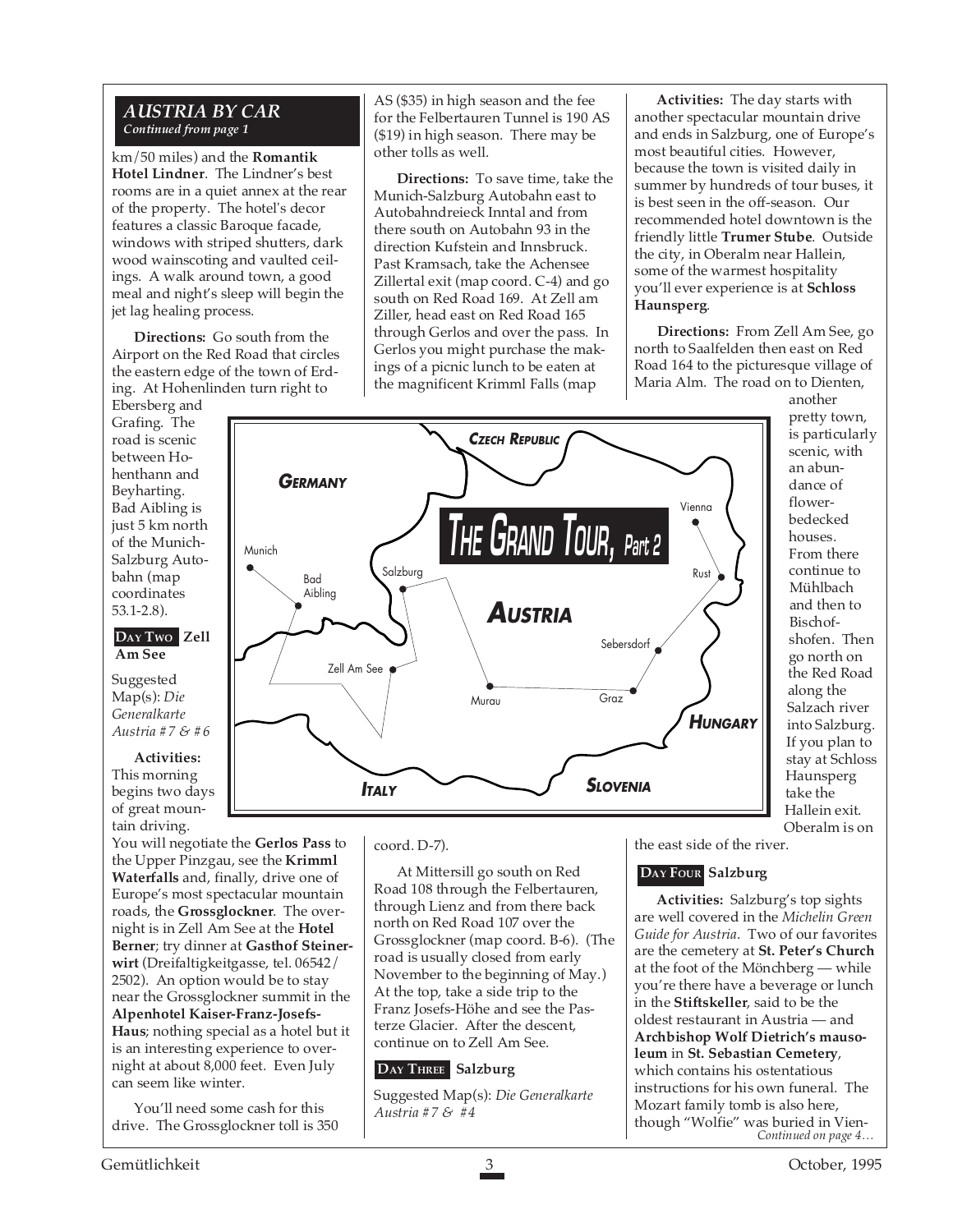## AUSTRIA BY CAR

*Continued from page 1*

km/50 miles) and the **Romantik Hotel Lindner**. The Lindner's best rooms are in a quiet annex at the rear of the property. The hotel's decor features a classic Baroque facade, windows with striped shutters, dark wood wainscoting and vaulted ceilings. A walk around town, a good meal and night's sleep will begin the jet lag healing process.

**Directions:** Go south from the Airport on the Red Road that circles the eastern edge of the town of Erding. At Hohenlinden turn right to Ebersberg and Grafing. The road is scenic between Hohenthann and Beyharting. Bad Aibling is just 5 km north of the Munich-Salzburg Autobahn (map coordinates 53.1-2.8).

### DAY TWO Zell Am See

Suggested Map(s): *Die Generalkarte Austria #7 & #6*

**Activities:** This morning begins two days of great mountain driving. You will negotiate the **Gerlos Pass** to the Upper Pinzgau, see the **Krimml Waterfalls** and, finally, drive one of Europe's most spectacular mountain roads, the **Grossglockner**. The overnight is in Zell Am See at the **Hotel Berner**; try dinner at **Gasthof Steinerwirt** (Dreifaltigkeitgasse, tel. 06542/2502). An option would be to stay near the Grossglockner summit in the **Alpenhotel Kaiser-Franz-Josefs-Haus**; nothing special as a hotel but it is an interesting experience to overnight at about 8,000 feet. Even July can seem like winter.

You'll need some cash for this drive. The Grossglockner toll is 350 AS ($35) in high season and the fee for the Felbertauren Tunnel is 190 AS ($19) in high season. There may be other tolls as well.

**Directions:** To save time, take the Munich-Salzburg Autobahn east to Autobahndreieck Inntal and from there south on Autobahn 93 in the direction Kufstein and Innsbruck. Past Kramsach, take the Achensee Zillertal exit (map coord. C-4) and go south on Red Road 169. At Zell am Ziller, head east on Red Road 165 through Gerlos and over the pass. In Gerlos you might purchase the makings of a picnic lunch to be eaten at the magnificent Krimml Falls (map coord. D-7).

At Mittersill go south on Red Road 108 through the Felbertauren, through Lienz and from there back north on Red Road 107 over the Grossglockner (map coord. B-6). (The road is usually closed from early November to the beginning of May.) At the top, take a side trip to the Franz Josefs-Höhe and see the Pasterze Glacier. After the descent, continue on to Zell Am See.

**THE GRAND TOUR, Part 2**

CZECH REPUBLIC · GERMANY · AUSTRIA · HUNGARY · SLOVENIA · ITALY — Munich, Bad Aibling, Salzburg, Zell Am See, Murau, Graz, Sebersdorf, Rust, Vienna

### DAY THREE Salzburg

Suggested Map(s): *Die Generalkarte Austria #7 & #4*

**Activities:** The day starts with another spectacular mountain drive and ends in Salzburg, one of Europe's most beautiful cities. However, because the town is visited daily in summer by hundreds of tour buses, it is best seen in the off-season. Our recommended hotel downtown is the friendly little **Trumer Stube**. Outside the city, in Oberalm near Hallein, some of the warmest hospitality you'll ever experience is at **Schloss Haunsperg**.

**Directions:** From Zell Am See, go north to Saalfelden then east on Red Road 164 to the picturesque village of Maria Alm. The road on to Dienten, another pretty town, is particularly scenic, with an abundance of flower-bedecked houses. From there continue to Mühlbach and then to Bischofshofen. Then go north on the Red Road along the Salzach river into Salzburg. If you plan to stay at Schloss Haunsperg take the Hallein exit. Oberalm is on the east side of the river.

### DAY FOUR Salzburg

**Activities:** Salzburg's top sights are well covered in the *Michelin Green Guide for Austria*. Two of our favorites are the cemetery at **St. Peter's Church** at the foot of the Mönchberg — while you're there have a beverage or lunch in the **Stiftskeller**, said to be the oldest restaurant in Austria — and **Archbishop Wolf Dietrich's mausoleum** in **St. Sebastian Cemetery**, which contains his ostentatious instructions for his own funeral. The Mozart family tomb is also here, though "Wolfie" was buried in Vien-

*Continued on page 4…*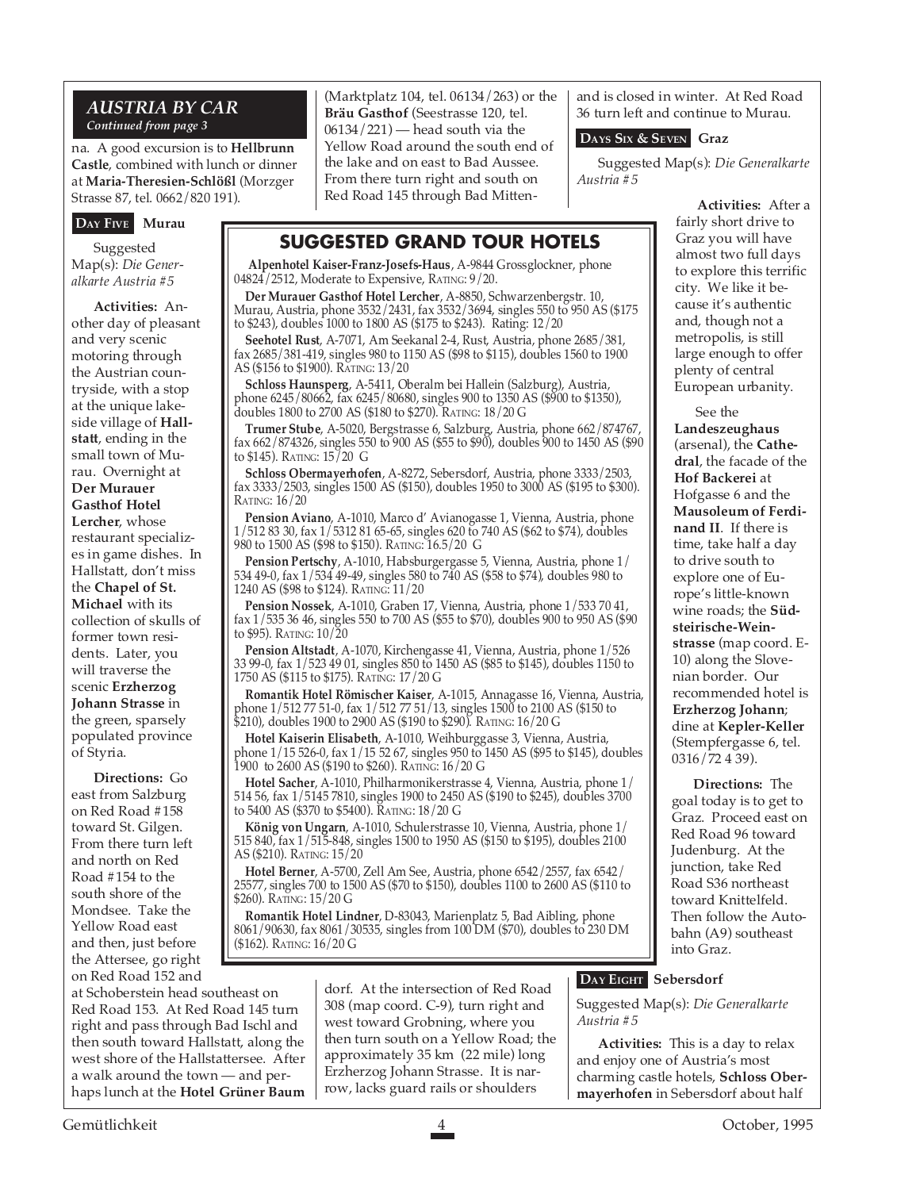## AUSTRIA BY CAR

*Continued from page 3*

na. A good excursion is to **Hellbrunn Castle**, combined with lunch or dinner at **Maria-Theresien-Schlößl** (Morzger Strasse 87, tel. 0662/820 191).

### DAY FIVE Murau

Suggested Map(s): *Die Generalkarte Austria #5*

**Activities:** Another day of pleasant and very scenic motoring through the Austrian countryside, with a stop at the unique lakeside village of **Hallstatt**, ending in the small town of Murau. Overnight at **Der Murauer Gasthof Hotel Lercher**, whose restaurant specializes in game dishes. In Hallstatt, don't miss the **Chapel of St. Michael** with its collection of skulls of former town residents. Later, you will traverse the scenic **Erzherzog Johann Strasse** in the green, sparsely populated province of Styria.

**Directions:** Go east from Salzburg on Red Road #158 toward St. Gilgen. From there turn left and north on Red Road #154 to the south shore of the Mondsee. Take the Yellow Road east and then, just before the Attersee, go right on Red Road 152 and at Schoberstein head southeast on Red Road 153. At Red Road 145 turn right and pass through Bad Ischl and then south toward Hallstatt, along the west shore of the Hallstattersee. After a walk around the town — and perhaps lunch at the **Hotel Grüner Baum** (Marktplatz 104, tel. 06134/263) or the **Bräu Gasthof** (Seestrasse 120, tel. 06134/221) — head south via the Yellow Road around the south end of the lake and on east to Bad Aussee. From there turn right and south on Red Road 145 through Bad Mittendorf. At the intersection of Red Road 308 (map coord. C-9), turn right and west toward Grobning, where you then turn south on a Yellow Road; the approximately 35 km (22 mile) long Erzherzog Johann Strasse. It is narrow, lacks guard rails or shoulders and is closed in winter. At Red Road 36 turn left and continue to Murau.

### DAYS SIX & SEVEN Graz

Suggested Map(s): *Die Generalkarte Austria #5*

**Activities:** After a fairly short drive to Graz you will have almost two full days to explore this terrific city. We like it because it's authentic and, though not a metropolis, is still large enough to offer plenty of central European urbanity.

See the **Landeszeughaus** (arsenal), the **Cathedral**, the facade of the **Hof Backerei** at Hofgasse 6 and the **Mausoleum of Ferdinand II**. If there is time, take half a day to drive south to explore one of Europe's little-known wine roads; the **Südsteirische-Weinstrasse** (map coord. E-10) along the Slovenian border. Our recommended hotel is **Erzherzog Johann**; dine at **Kepler-Keller** (Stempfergasse 6, tel. 0316/72 4 39).

**Directions:** The goal today is to get to Graz. Proceed east on Red Road 96 toward Judenburg. At the junction, take Red Road S36 northeast toward Knittelfeld. Then follow the Autobahn (A9) southeast into Graz.

### DAY EIGHT Sebersdorf

Suggested Map(s): *Die Generalkarte Austria #5*

**Activities:** This is a day to relax and enjoy one of Austria's most charming castle hotels, **Schloss Obermayerhofen** in Sebersdorf about half

---

## SUGGESTED GRAND TOUR HOTELS

**Alpenhotel Kaiser-Franz-Josefs-Haus**, A-9844 Grossglockner, phone 04824/2512, Moderate to Expensive, RATING: 9/20.

**Der Murauer Gasthof Hotel Lercher**, A-8850, Schwarzenbergstr. 10, Murau, Austria, phone 3532/2431, fax 3532/3694, singles 550 to 950 AS ($175 to $243), doubles 1000 to 1800 AS ($175 to $243). Rating: 12/20

**Seehotel Rust**, A-7071, Am Seekanal 2-4, Rust, Austria, phone 2685/381, fax 2685/381-419, singles 980 to 1150 AS ($98 to $115), doubles 1560 to 1900 AS ($156 to $1900). RATING: 13/20

**Schloss Haunsperg**, A-5411, Oberalm bei Hallein (Salzburg), Austria, phone 6245/80662, fax 6245/80680, singles 900 to 1350 AS ($900 to $1350), doubles 1800 to 2700 AS ($180 to $270). RATING: 18/20 G

**Trumer Stube**, A-5020, Bergstrasse 6, Salzburg, Austria, phone 662/874767, fax 662/874326, singles 550 to 900 AS ($55 to $90), doubles 900 to 1450 AS ($90 to $145). RATING: 15/20 G

**Schloss Obermayerhofen**, A-8272, Sebersdorf, Austria, phone 3333/2503, fax 3333/2503, singles 1500 AS ($150), doubles 1950 to 3000 AS ($195 to $300). RATING: 16/20

**Pension Aviano**, A-1010, Marco d' Avianogasse 1, Vienna, Austria, phone 1/512 83 30, fax 1/5312 81 65-65, singles 620 to 740 AS ($62 to $74), doubles 980 to 1500 AS ($98 to $150). RATING: 16.5/20 G

**Pension Pertschy**, A-1010, Habsburgergasse 5, Vienna, Austria, phone 1/534 49-0, fax 1/534 49-49, singles 580 to 740 AS ($58 to $74), doubles 980 to 1240 AS ($98 to $124). RATING: 11/20

**Pension Nossek**, A-1010, Graben 17, Vienna, Austria, phone 1/533 70 41, fax 1/535 36 46, singles 550 to 700 AS ($55 to $70), doubles 900 to 950 AS ($90 to $95). RATING: 10/20

**Pension Altstadt**, A-1070, Kirchengasse 41, Vienna, Austria, phone 1/526 33 99-0, fax 1/523 49 01, singles 850 to 1450 AS ($85 to $145), doubles 1150 to 1750 AS ($115 to $175). RATING: 17/20 G

**Romantik Hotel Römischer Kaiser**, A-1015, Annagasse 16, Vienna, Austria, phone 1/512 77 51-0, fax 1/512 77 51/13, singles 1500 to 2100 AS ($150 to $210), doubles 1900 to 2900 AS ($190 to $290). RATING: 16/20 G

**Hotel Kaiserin Elisabeth**, A-1010, Weihburggasse 3, Vienna, Austria, phone 1/15 526-0, fax 1/15 52 67, singles 950 to 1450 AS ($95 to $145), doubles 1900 to 2600 AS ($190 to $260). RATING: 16/20 G

**Hotel Sacher**, A-1010, Philharmonikerstrasse 4, Vienna, Austria, phone 1/514 56, fax 1/5145 7810, singles 1900 to 2450 AS ($190 to $245), doubles 3700 to 5400 AS ($370 to $5400). RATING: 18/20 G

**König von Ungarn**, A-1010, Schulerstrasse 10, Vienna, Austria, phone 1/515 840, fax 1/515-848, singles 1500 to 1950 AS ($150 to $195), doubles 2100 AS ($210). RATING: 15/20

**Hotel Berner**, A-5700, Zell Am See, Austria, phone 6542/2557, fax 6542/25577, singles 700 to 1500 AS ($70 to $150), doubles 1100 to 2600 AS ($110 to $260). RATING: 15/20 G

**Romantik Hotel Lindner**, D-83043, Marienplatz 5, Bad Aibling, phone 8061/90630, fax 8061/30535, singles from 100 DM ($70), doubles to 230 DM ($162). RATING: 16/20 G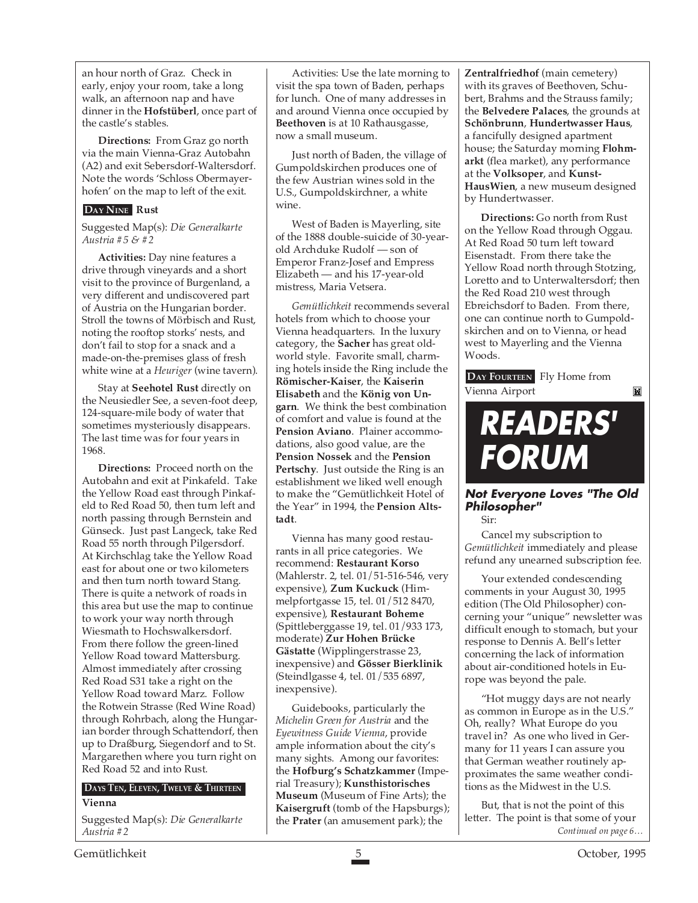an hour north of Graz. Check in early, enjoy your room, take a long walk, an afternoon nap and have dinner in the **Hofstüberl**, once part of the castle's stables.

**Directions:** From Graz go north via the main Vienna-Graz Autobahn (A2) and exit Sebersdorf-Waltersdorf. Note the words 'Schloss Obermayerhofen' on the map to left of the exit.

### DAY NINE Rust

Suggested Map(s): *Die Generalkarte Austria #5 & #2*

**Activities:** Day nine features a drive through vineyards and a short visit to the province of Burgenland, a very different and undiscovered part of Austria on the Hungarian border. Stroll the towns of Mörbisch and Rust, noting the rooftop storks' nests, and don't fail to stop for a snack and a made-on-the-premises glass of fresh white wine at a *Heuriger* (wine tavern).

Stay at **Seehotel Rust** directly on the Neusiedler See, a seven-foot deep, 124-square-mile body of water that sometimes mysteriously disappears. The last time was for four years in 1968.

**Directions:** Proceed north on the Autobahn and exit at Pinkafeld. Take the Yellow Road east through Pinkafeld to Red Road 50, then turn left and north passing through Bernstein and Günseck. Just past Langeck, take Red Road 55 north through Pilgersdorf. At Kirchschlag take the Yellow Road east for about one or two kilometers and then turn north toward Stang. There is quite a network of roads in this area but use the map to continue to work your way north through Wiesmath to Hochswalkersdorf. From there follow the green-lined Yellow Road toward Mattersburg. Almost immediately after crossing Red Road S31 take a right on the Yellow Road toward Marz. Follow the Rotwein Strasse (Red Wine Road) through Rohrbach, along the Hungarian border through Schattendorf, then up to Draßburg, Siegendorf and to St. Margarethen where you turn right on Red Road 52 and into Rust.

### DAYS TEN, ELEVEN, TWELVE & THIRTEEN Vienna

Suggested Map(s): *Die Generalkarte Austria #2*

Activities: Use the late morning to visit the spa town of Baden, perhaps for lunch. One of many addresses in and around Vienna once occupied by **Beethoven** is at 10 Rathausgasse, now a small museum.

Just north of Baden, the village of Gumpoldskirchen produces one of the few Austrian wines sold in the U.S., Gumpoldskirchner, a white wine.

West of Baden is Mayerling, site of the 1888 double-suicide of 30-year-old Archduke Rudolf — son of Emperor Franz-Josef and Empress Elizabeth — and his 17-year-old mistress, Maria Vetsera.

*Gemütlichkeit* recommends several hotels from which to choose your Vienna headquarters. In the luxury category, the **Sacher** has great old-world style. Favorite small, charming hotels inside the Ring include the **Römischer-Kaiser**, the **Kaiserin Elisabeth** and the **König von Ungarn**. We think the best combination of comfort and value is found at the **Pension Aviano**. Plainer accommodations, also good value, are the **Pension Nossek** and the **Pension Pertschy**. Just outside the Ring is an establishment we liked well enough to make the "Gemütlichkeit Hotel of the Year" in 1994, the **Pension Altstadt**.

Vienna has many good restaurants in all price categories. We recommend: **Restaurant Korso** (Mahlerstr. 2, tel. 01/51-516-546, very expensive), **Zum Kuckuck** (Himmelpfortgasse 15, tel. 01/512 8470, expensive), **Restaurant Boheme** (Spittleberggasse 19, tel. 01/933 173, moderate) **Zur Hohen Brücke Gästatte** (Wipplingerstrasse 23, inexpensive) and **Gösser Bierklinik** (Steindlgasse 4, tel. 01/535 6897, inexpensive).

Guidebooks, particularly the *Michelin Green for Austria* and the *Eyewitness Guide Vienna*, provide ample information about the city's many sights. Among our favorites: the **Hofburg's Schatzkammer** (Imperial Treasury); **Kunsthistorisches Museum** (Museum of Fine Arts); the **Kaisergruft** (tomb of the Hapsburgs); the **Prater** (an amusement park); the **Zentralfriedhof** (main cemetery) with its graves of Beethoven, Schubert, Brahms and the Strauss family; the **Belvedere Palaces**, the grounds at **Schönbrunn**, **Hundertwasser Haus**, a fancifully designed apartment house; the Saturday morning **Flohmarkt** (flea market), any performance at the **Volksoper**, and **Kunst-HausWien**, a new museum designed by Hundertwasser.

**Directions:** Go north from Rust on the Yellow Road through Oggau. At Red Road 50 turn left toward Eisenstadt. From there take the Yellow Road north through Stotzing, Loretto and to Unterwaltersdorf; then the Red Road 210 west through Ebreichsdorf to Baden. From there, one can continue north to Gumpoldskirchen and on to Vienna, or head west to Mayerling and the Vienna Woods.

### DAY FOURTEEN Fly Home from Vienna Airport

# READERS' FORUM

## Not Everyone Loves "The Old Philosopher"

Sir:

Cancel my subscription to *Gemütlichkeit* immediately and please refund any unearned subscription fee.

Your extended condescending comments in your August 30, 1995 edition (The Old Philosopher) concerning your "unique" newsletter was difficult enough to stomach, but your response to Dennis A. Bell's letter concerning the lack of information about air-conditioned hotels in Europe was beyond the pale.

"Hot muggy days are not nearly as common in Europe as in the U.S." Oh, really? What Europe do you travel in? As one who lived in Germany for 11 years I can assure you that German weather routinely approximates the same weather conditions as the Midwest in the U.S.

But, that is not the point of this letter. The point is that some of your

*Continued on page 6…*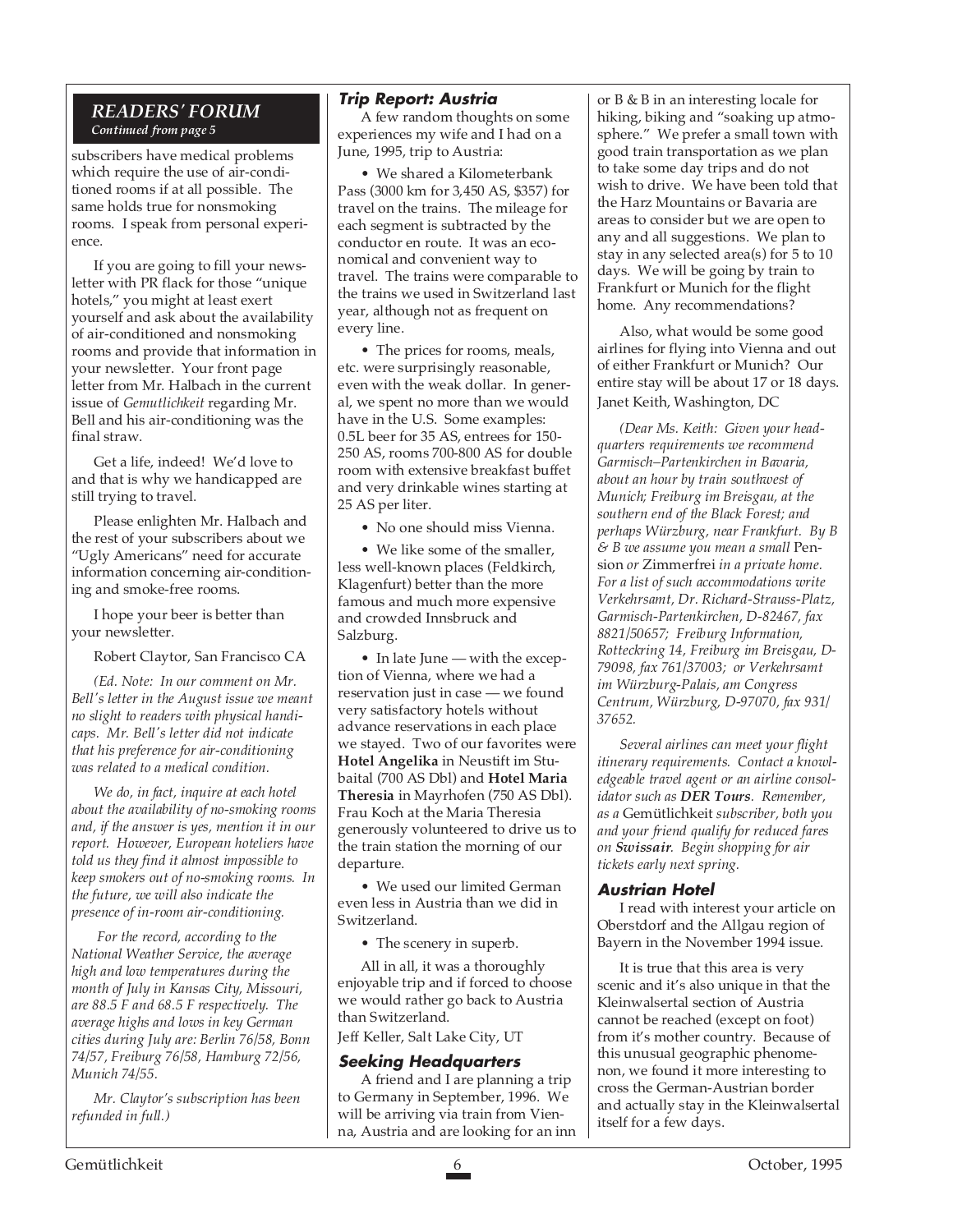## READERS' FORUM

*Continued from page 5*

subscribers have medical problems which require the use of air-conditioned rooms if at all possible. The same holds true for nonsmoking rooms. I speak from personal experience.

If you are going to fill your newsletter with PR flack for those "unique hotels," you might at least exert yourself and ask about the availability of air-conditioned and nonsmoking rooms and provide that information in your newsletter. Your front page letter from Mr. Halbach in the current issue of *Gemutlichkeit* regarding Mr. Bell and his air-conditioning was the final straw.

Get a life, indeed! We'd love to and that is why we handicapped are still trying to travel.

Please enlighten Mr. Halbach and the rest of your subscribers about we "Ugly Americans" need for accurate information concerning air-conditioning and smoke-free rooms.

I hope your beer is better than your newsletter.

Robert Claytor, San Francisco CA

*(Ed. Note: In our comment on Mr. Bell's letter in the August issue we meant no slight to readers with physical handicaps. Mr. Bell's letter did not indicate that his preference for air-conditioning was related to a medical condition.*

*We do, in fact, inquire at each hotel about the availability of no-smoking rooms and, if the answer is yes, mention it in our report. However, European hoteliers have told us they find it almost impossible to keep smokers out of no-smoking rooms. In the future, we will also indicate the presence of in-room air-conditioning.*

*For the record, according to the National Weather Service, the average high and low temperatures during the month of July in Kansas City, Missouri, are 88.5 F and 68.5 F respectively. The average highs and lows in key German cities during July are: Berlin 76/58, Bonn 74/57, Freiburg 76/58, Hamburg 72/56, Munich 74/55.*

*Mr. Claytor's subscription has been refunded in full.)*

### Trip Report: Austria

A few random thoughts on some experiences my wife and I had on a June, 1995, trip to Austria:

- We shared a Kilometerbank Pass (3000 km for 3,450 AS, $357) for travel on the trains. The mileage for each segment is subtracted by the conductor en route. It was an economical and convenient way to travel. The trains were comparable to the trains we used in Switzerland last year, although not as frequent on every line.
- The prices for rooms, meals, etc. were surprisingly reasonable, even with the weak dollar. In general, we spent no more than we would have in the U.S. Some examples: 0.5L beer for 35 AS, entrees for 150-250 AS, rooms 700-800 AS for double room with extensive breakfast buffet and very drinkable wines starting at 25 AS per liter.
- No one should miss Vienna.
- We like some of the smaller, less well-known places (Feldkirch, Klagenfurt) better than the more famous and much more expensive and crowded Innsbruck and Salzburg.
- In late June — with the exception of Vienna, where we had a reservation just in case — we found very satisfactory hotels without advance reservations in each place we stayed. Two of our favorites were **Hotel Angelika** in Neustift im Stubaital (700 AS Dbl) and **Hotel Maria Theresia** in Mayrhofen (750 AS Dbl). Frau Koch at the Maria Theresia generously volunteered to drive us to the train station the morning of our departure.
- We used our limited German even less in Austria than we did in Switzerland.
- The scenery in superb.

All in all, it was a thoroughly enjoyable trip and if forced to choose we would rather go back to Austria than Switzerland.

Jeff Keller, Salt Lake City, UT

### Seeking Headquarters

A friend and I are planning a trip to Germany in September, 1996. We will be arriving via train from Vienna, Austria and are looking for an inn or B & B in an interesting locale for hiking, biking and "soaking up atmosphere." We prefer a small town with good train transportation as we plan to take some day trips and do not wish to drive. We have been told that the Harz Mountains or Bavaria are areas to consider but we are open to any and all suggestions. We plan to stay in any selected area(s) for 5 to 10 days. We will be going by train to Frankfurt or Munich for the flight home. Any recommendations?

Also, what would be some good airlines for flying into Vienna and out of either Frankfurt or Munich? Our entire stay will be about 17 or 18 days.

Janet Keith, Washington, DC

*(Dear Ms. Keith: Given your headquarters requirements we recommend Garmisch–Partenkirchen in Bavaria, about an hour by train southwest of Munich; Freiburg im Breisgau, at the southern end of the Black Forest; and perhaps Würzburg, near Frankfurt. By B & B we assume you mean a small* Pension *or* Zimmerfrei *in a private home. For a list of such accommodations write Verkehrsamt, Dr. Richard-Strauss-Platz, Garmisch-Partenkirchen, D-82467, fax 8821/50657; Freiburg Information, Rotteckring 14, Freiburg im Breisgau, D-79098, fax 761/37003; or Verkehrsamt im Würzburg-Palais, am Congress Centrum, Würzburg, D-97070, fax 931/37652.*

*Several airlines can meet your flight itinerary requirements. Contact a knowledgeable travel agent or an airline consolidator such as* ***DER Tours****. Remember, as a* Gemütlichkeit *subscriber, both you and your friend qualify for reduced fares on* ***Swissair****. Begin shopping for air tickets early next spring.*

### Austrian Hotel

I read with interest your article on Oberstdorf and the Allgau region of Bayern in the November 1994 issue.

It is true that this area is very scenic and it's also unique in that the Kleinwalsertal section of Austria cannot be reached (except on foot) from it's mother country. Because of this unusual geographic phenomenon, we found it more interesting to cross the German-Austrian border and actually stay in the Kleinwalsertal itself for a few days.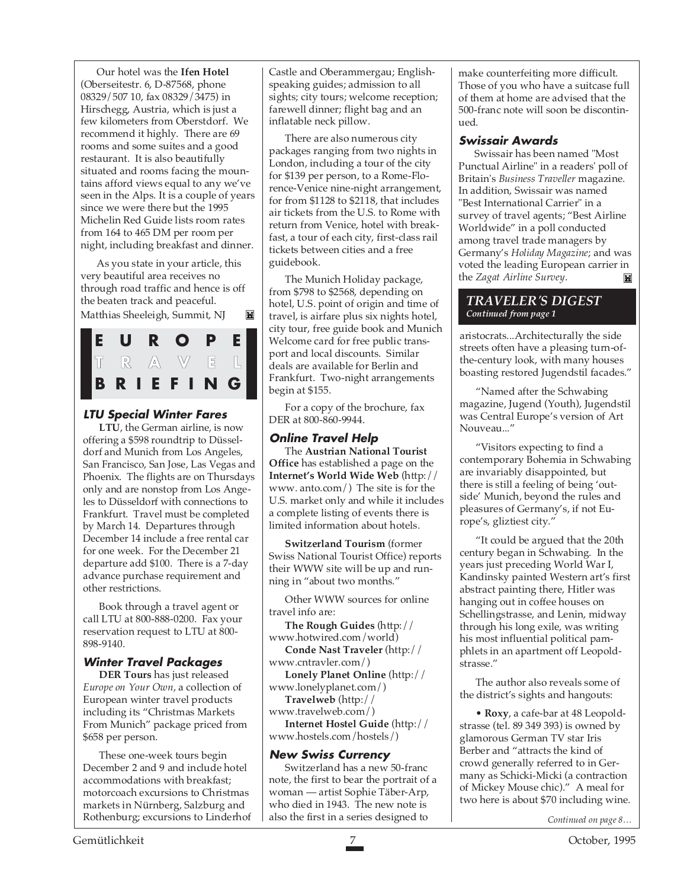Our hotel was the **Ifen Hotel** (Oberseitestr. 6, D-87568, phone 08329/507 10, fax 08329/3475) in Hirschegg, Austria, which is just a few kilometers from Oberstdorf. We recommend it highly. There are 69 rooms and some suites and a good restaurant. It is also beautifully situated and rooms facing the mountains afford views equal to any we've seen in the Alps. It is a couple of years since we were there but the 1995 Michelin Red Guide lists room rates from 164 to 465 DM per room per night, including breakfast and dinner.

As you state in your article, this very beautiful area receives no through road traffic and hence is off the beaten track and peaceful.

Matthias Sheeleigh, Summit, NJ

# EUROPE TRAVEL BRIEFING

### LTU Special Winter Fares

**LTU**, the German airline, is now offering a $598 roundtrip to Düsseldorf and Munich from Los Angeles, San Francisco, San Jose, Las Vegas and Phoenix. The flights are on Thursdays only and are nonstop from Los Angeles to Düsseldorf with connections to Frankfurt. Travel must be completed by March 14. Departures through December 14 include a free rental car for one week. For the December 21 departure add $100. There is a 7-day advance purchase requirement and other restrictions.

Book through a travel agent or call LTU at 800-888-0200. Fax your reservation request to LTU at 800-898-9140.

### Winter Travel Packages

**DER Tours** has just released *Europe on Your Own*, a collection of European winter travel products including its "Christmas Markets From Munich" package priced from $658 per person.

These one-week tours begin December 2 and 9 and include hotel accommodations with breakfast; motorcoach excursions to Christmas markets in Nürnberg, Salzburg and Rothenburg; excursions to Linderhof Castle and Oberammergau; English-speaking guides; admission to all sights; city tours; welcome reception; farewell dinner; flight bag and an inflatable neck pillow.

There are also numerous city packages ranging from two nights in London, including a tour of the city for $139 per person, to a Rome-Florence-Venice nine-night arrangement, for from $1128 to $2118, that includes air tickets from the U.S. to Rome with return from Venice, hotel with breakfast, a tour of each city, first-class rail tickets between cities and a free guidebook.

The Munich Holiday package, from $798 to $2568, depending on hotel, U.S. point of origin and time of travel, is airfare plus six nights hotel, city tour, free guide book and Munich Welcome card for free public transport and local discounts. Similar deals are available for Berlin and Frankfurt. Two-night arrangements begin at $155.

For a copy of the brochure, fax DER at 800-860-9944.

### Online Travel Help

The **Austrian National Tourist Office** has established a page on the **Internet's World Wide Web** (http:// www. anto.com/) The site is for the U.S. market only and while it includes a complete listing of events there is limited information about hotels.

**Switzerland Tourism** (former Swiss National Tourist Office) reports their WWW site will be up and running in "about two months."

Other WWW sources for online travel info are:

**The Rough Guides** (http:// www.hotwired.com/world)
**Conde Nast Traveler** (http:// www.cntravler.com/)
**Lonely Planet Online** (http:// www.lonelyplanet.com/)
**Travelweb** (http:// www.travelweb.com/)
**Internet Hostel Guide** (http:// www.hostels.com/hostels/)

### New Swiss Currency

Switzerland has a new 50-franc note, the first to bear the portrait of a woman — artist Sophie Täber-Arp, who died in 1943. The new note is also the first in a series designed to make counterfeiting more difficult. Those of you who have a suitcase full of them at home are advised that the 500-franc note will soon be discontinued.

### Swissair Awards

Swissair has been named "Most Punctual Airline" in a readers' poll of Britain's *Business Traveller* magazine. In addition, Swissair was named "Best International Carrier" in a survey of travel agents; "Best Airline Worldwide" in a poll conducted among travel trade managers by Germany's *Holiday Magazine*; and was voted the leading European carrier in the *Zagat Airline Survey*.

## TRAVELER'S DIGEST
*Continued from page 1*

aristocrats...Architecturally the side streets often have a pleasing turn-of-the-century look, with many houses boasting restored Jugendstil facades."

"Named after the Schwabing magazine, Jugend (Youth), Jugendstil was Central Europe's version of Art Nouveau..."

"Visitors expecting to find a contemporary Bohemia in Schwabing are invariably disappointed, but there is still a feeling of being 'outside' Munich, beyond the rules and pleasures of Germany's, if not Europe's, gliztiest city."

"It could be argued that the 20th century began in Schwabing. In the years just preceding World War I, Kandinsky painted Western art's first abstract painting there, Hitler was hanging out in coffee houses on Schellingstrasse, and Lenin, midway through his long exile, was writing his most influential political pamphlets in an apartment off Leopoldstrasse."

The author also reveals some of the district's sights and hangouts:

• **Roxy**, a cafe-bar at 48 Leopoldstrasse (tel. 89 349 393) is owned by glamorous German TV star Iris Berber and "attracts the kind of crowd generally referred to in Germany as Schicki-Micki (a contraction of Mickey Mouse chic)." A meal for two here is about $70 including wine.

*Continued on page 8…*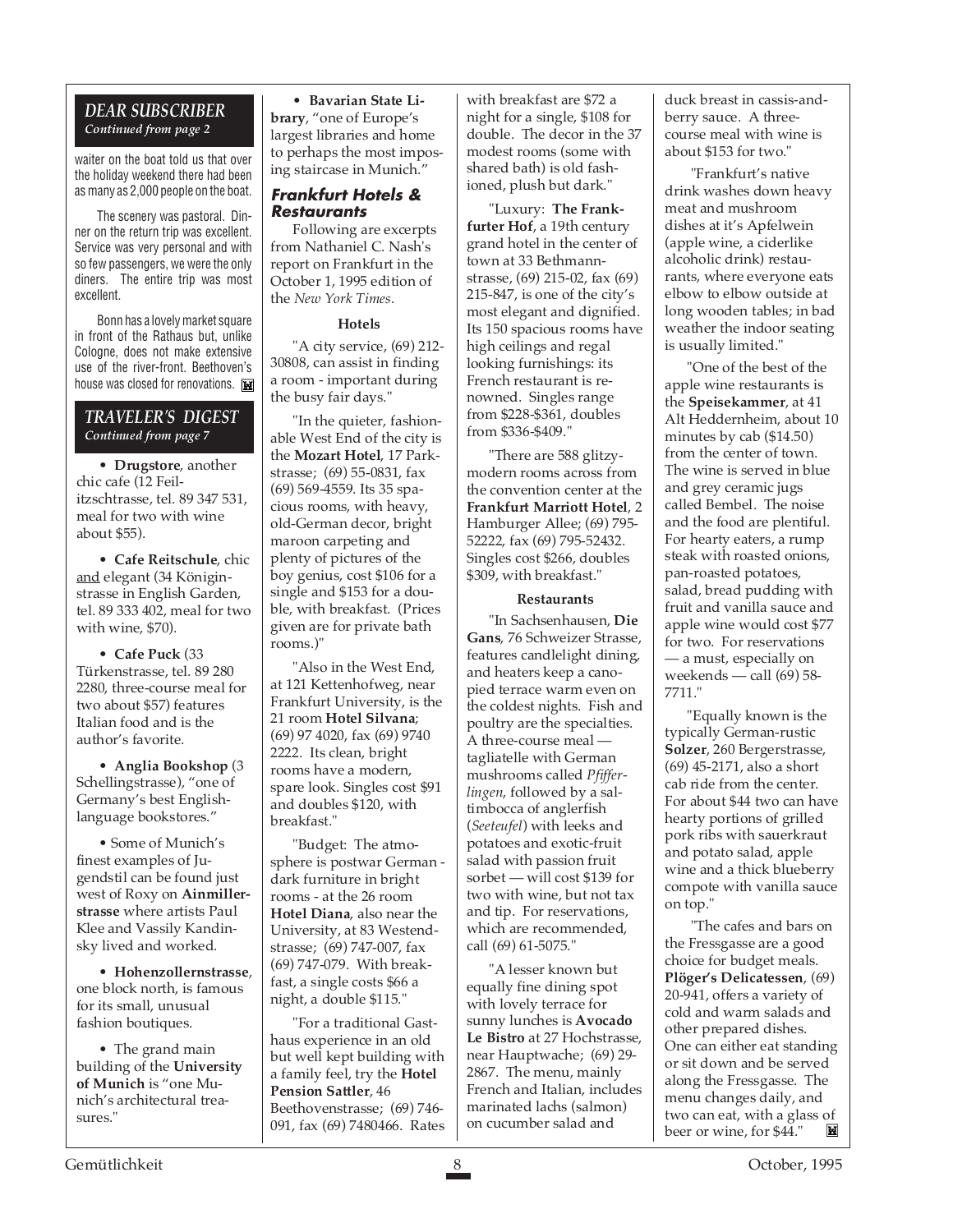### *DEAR SUBSCRIBER*
*Continued from page 2*

waiter on the boat told us that over the holiday weekend there had been as many as 2,000 people on the boat.

The scenery was pastoral. Dinner on the return trip was excellent. Service was very personal and with so few passengers, we were the only diners. The entire trip was most excellent.

Bonn has a lovely market square in front of the Rathaus but, unlike Cologne, does not make extensive use of the river-front. Beethoven's house was closed for renovations.

### *TRAVELER'S DIGEST*
*Continued from page 7*

• **Drugstore**, another chic cafe (12 Feilitzschtrasse, tel. 89 347 531, meal for two with wine about $55).

• **Cafe Reitschule**, chic and elegant (34 Königinstrasse in English Garden, tel. 89 333 402, meal for two with wine, $70).

• **Cafe Puck** (33 Türkenstrasse, tel. 89 280 2280, three-course meal for two about $57) features Italian food and is the author's favorite.

• **Anglia Bookshop** (3 Schellingstrasse), "one of Germany's best English-language bookstores."

• Some of Munich's finest examples of Jugendstil can be found just west of Roxy on **Ainmillerstrasse** where artists Paul Klee and Vassily Kandinsky lived and worked.

• **Hohenzollernstrasse**, one block north, is famous for its small, unusual fashion boutiques.

• The grand main building of the **University of Munich** is "one Munich's architectural treasures."

• **Bavarian State Library**, "one of Europe's largest libraries and home to perhaps the most imposing staircase in Munich."

### *Frankfurt Hotels & Restaurants*

Following are excerpts from Nathaniel C. Nash's report on Frankfurt in the October 1, 1995 edition of the *New York Times*.

#### Hotels

"A city service, (69) 212-30808, can assist in finding a room - important during the busy fair days."

"In the quieter, fashionable West End of the city is the **Mozart Hotel**, 17 Parkstrasse; (69) 55-0831, fax (69) 569-4559. Its 35 spacious rooms, with heavy, old-German decor, bright maroon carpeting and plenty of pictures of the boy genius, cost $106 for a single and $153 for a double, with breakfast. (Prices given are for private bath rooms.)"

"Also in the West End, at 121 Kettenhofweg, near Frankfurt University, is the 21 room **Hotel Silvana**; (69) 97 4020, fax (69) 9740 2222. Its clean, bright rooms have a modern, spare look. Singles cost $91 and doubles $120, with breakfast."

"Budget: The atmosphere is postwar German - dark furniture in bright rooms - at the 26 room **Hotel Diana**, also near the University, at 83 Westendstrasse; (69) 747-007, fax (69) 747-079. With breakfast, a single costs $66 a night, a double $115."

"For a traditional Gasthaus experience in an old but well kept building with a family feel, try the **Hotel Pension Sattler**, 46 Beethovenstrasse; (69) 746-091, fax (69) 7480466. Rates with breakfast are $72 a night for a single, $108 for double. The decor in the 37 modest rooms (some with shared bath) is old fashioned, plush but dark."

"Luxury: **The Frankfurter Hof**, a 19th century grand hotel in the center of town at 33 Bethmannstrasse, (69) 215-02, fax (69) 215-847, is one of the city's most elegant and dignified. Its 150 spacious rooms have high ceilings and regal looking furnishings: its French restaurant is renowned. Singles range from $228-$361, doubles from $336-$409."

"There are 588 glitzy-modern rooms across from the convention center at the **Frankfurt Marriott Hotel**, 2 Hamburger Allee; (69) 795-52222, fax (69) 795-52432. Singles cost $266, doubles $309, with breakfast."

#### Restaurants

"In Sachsenhausen, **Die Gans**, 76 Schweizer Strasse, features candlelight dining, and heaters keep a canopied terrace warm even on the coldest nights. Fish and poultry are the specialties. A three-course meal — tagliatelle with German mushrooms called *Pfifferlingen*, followed by a saltimbocca of anglerfish (*Seeteufel*) with leeks and potatoes and exotic-fruit salad with passion fruit sorbet — will cost $139 for two with wine, but not tax and tip. For reservations, which are recommended, call (69) 61-5075."

"A lesser known but equally fine dining spot with lovely terrace for sunny lunches is **Avocado Le Bistro** at 27 Hochstrasse, near Hauptwache; (69) 29-2867. The menu, mainly French and Italian, includes marinated lachs (salmon) on cucumber salad and duck breast in cassis-and-berry sauce. A three-course meal with wine is about $153 for two."

"Frankfurt's native drink washes down heavy meat and mushroom dishes at it's Apfelwein (apple wine, a ciderlike alcoholic drink) restaurants, where everyone eats elbow to elbow outside at long wooden tables; in bad weather the indoor seating is usually limited."

"One of the best of the apple wine restaurants is the **Speisekammer**, at 41 Alt Heddernheim, about 10 minutes by cab ($14.50) from the center of town. The wine is served in blue and grey ceramic jugs called Bembel. The noise and the food are plentiful. For hearty eaters, a rump steak with roasted onions, pan-roasted potatoes, salad, bread pudding with fruit and vanilla sauce and apple wine would cost $77 for two. For reservations — a must, especially on weekends — call (69) 58-7711."

"Equally known is the typically German-rustic **Solzer**, 260 Bergerstrasse, (69) 45-2171, also a short cab ride from the center. For about $44 two can have hearty portions of grilled pork ribs with sauerkraut and potato salad, apple wine and a thick blueberry compote with vanilla sauce on top."

"The cafes and bars on the Fressgasse are a good choice for budget meals. **Plöger's Delicatessen**, (69) 20-941, offers a variety of cold and warm salads and other prepared dishes. One can either eat standing or sit down and be served along the Fressgasse. The menu changes daily, and two can eat, with a glass of beer or wine, for $44."